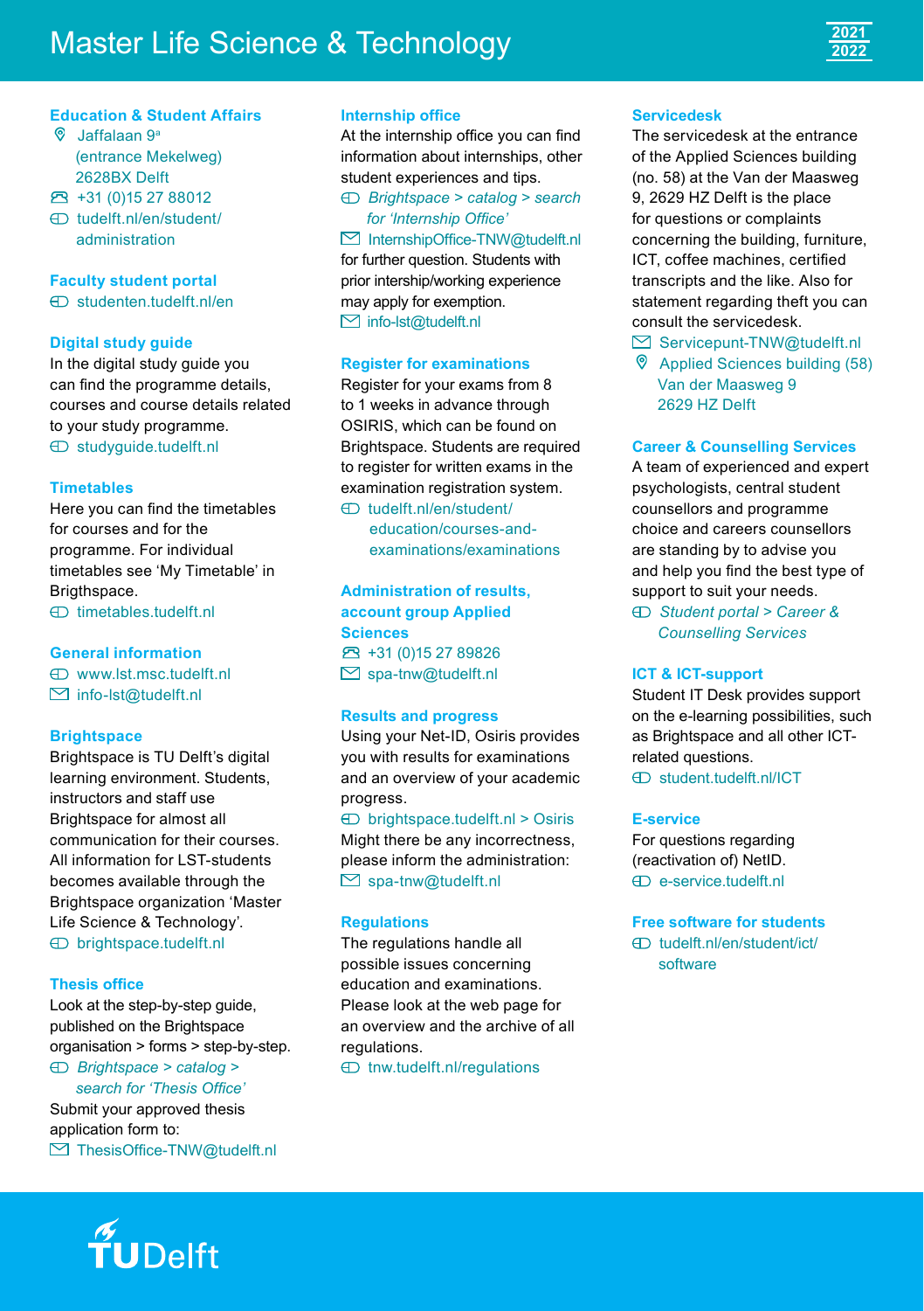# Master Life Science & Technology

2021
2022

## Education & Student Affairs

Jaffalaan 9[a]
(entrance Mekelweg)
2628BX Delft

+31 (0)15 27 88012

tudelft.nl/en/student/administration

## Faculty student portal

studenten.tudelft.nl/en

## Digital study guide

In the digital study guide you can find the programme details, courses and course details related to your study programme.

studyguide.tudelft.nl

## Timetables

Here you can find the timetables for courses and for the programme. For individual timetables see 'My Timetable' in Brigthspace.

timetables.tudelft.nl

## General information

www.lst.msc.tudelft.nl

info-lst@tudelft.nl

## Brightspace

Brightspace is TU Delft's digital learning environment. Students, instructors and staff use Brightspace for almost all communication for their courses. All information for LST-students becomes available through the Brightspace organization 'Master Life Science & Technology'.

brightspace.tudelft.nl

## Thesis office

Look at the step-by-step guide, published on the Brightspace organisation > forms > step-by-step.

*Brightspace > catalog > search for 'Thesis Office'*

Submit your approved thesis application form to:

ThesisOffice-TNW@tudelft.nl

## Internship office

At the internship office you can find information about internships, other student experiences and tips.

*Brightspace > catalog > search for 'Internship Office'*

InternshipOffice-TNW@tudelft.nl

for further question. Students with prior intership/working experience may apply for exemption.

info-lst@tudelft.nl

## Register for examinations

Register for your exams from 8 to 1 weeks in advance through OSIRIS, which can be found on Brightspace. Students are required to register for written exams in the examination registration system.

tudelft.nl/en/student/education/courses-and-examinations/examinations

## Administration of results, account group Applied Sciences

+31 (0)15 27 89826

spa-tnw@tudelft.nl

## Results and progress

Using your Net-ID, Osiris provides you with results for examinations and an overview of your academic progress.

brightspace.tudelft.nl > Osiris

Might there be any incorrectness, please inform the administration:

spa-tnw@tudelft.nl

## Regulations

The regulations handle all possible issues concerning education and examinations. Please look at the web page for an overview and the archive of all regulations.

tnw.tudelft.nl/regulations

## Servicedesk

The servicedesk at the entrance of the Applied Sciences building (no. 58) at the Van der Maasweg 9, 2629 HZ Delft is the place for questions or complaints concerning the building, furniture, ICT, coffee machines, certified transcripts and the like. Also for statement regarding theft you can consult the servicedesk.

Servicepunt-TNW@tudelft.nl

Applied Sciences building (58)
Van der Maasweg 9
2629 HZ Delft

## Career & Counselling Services

A team of experienced and expert psychologists, central student counsellors and programme choice and careers counsellors are standing by to advise you and help you find the best type of support to suit your needs.

*Student portal > Career & Counselling Services*

## ICT & ICT-support

Student IT Desk provides support on the e-learning possibilities, such as Brightspace and all other ICT-related questions.

student.tudelft.nl/ICT

## E-service

For questions regarding (reactivation of) NetID.

e-service.tudelft.nl

## Free software for students

tudelft.nl/en/student/ict/software

TU Delft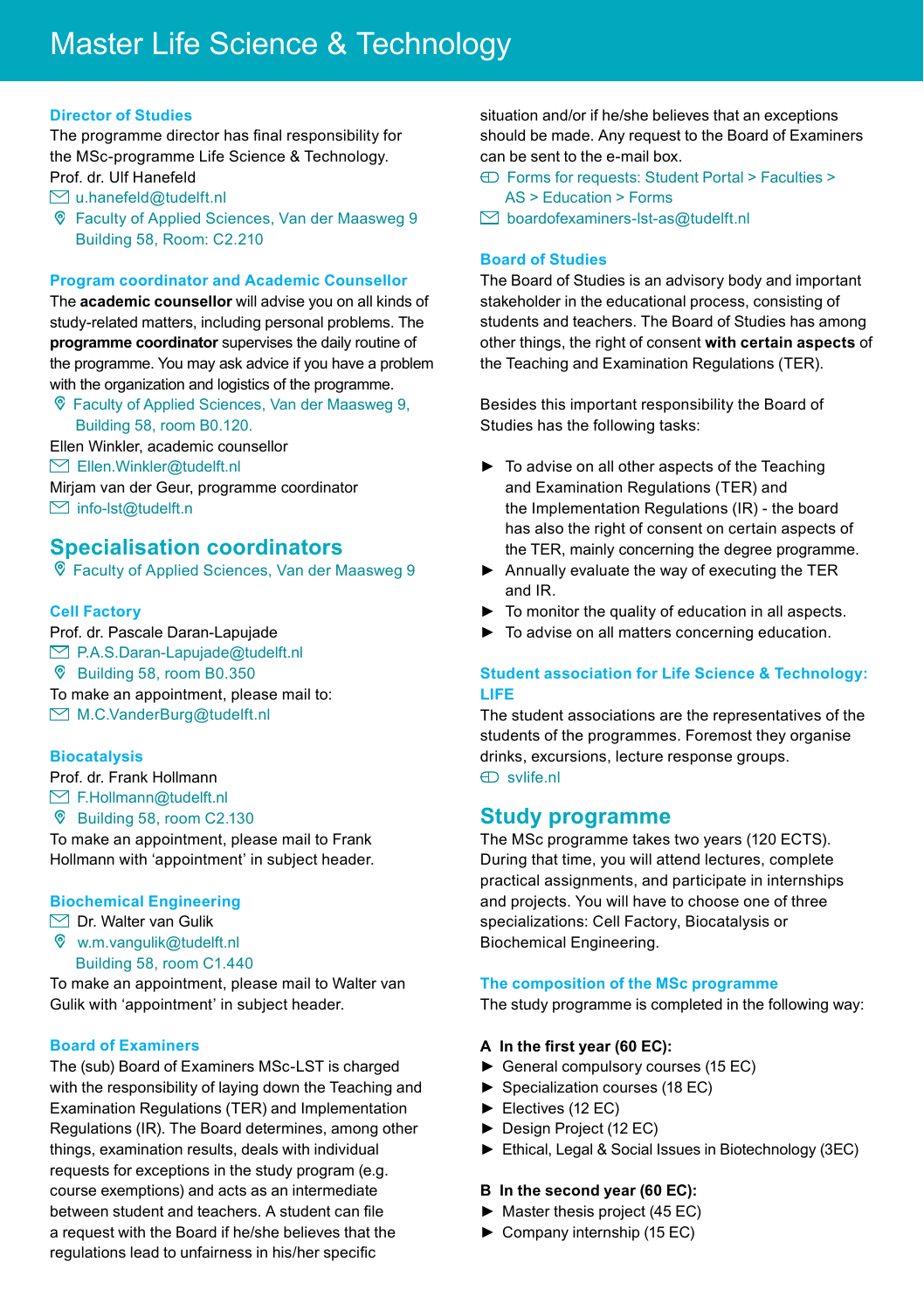# Master Life Science & Technology

### Director of Studies

The programme director has final responsibility for the MSc-programme Life Science & Technology.
Prof. dr. Ulf Hanefeld
u.hanefeld@tudelft.nl
Faculty of Applied Sciences, Van der Maasweg 9
Building 58, Room: C2.210

### Program coordinator and Academic Counsellor

The **academic counsellor** will advise you on all kinds of study-related matters, including personal problems. The **programme coordinator** supervises the daily routine of the programme. You may ask advice if you have a problem with the organization and logistics of the programme.
Faculty of Applied Sciences, Van der Maasweg 9,
Building 58, room B0.120.
Ellen Winkler, academic counsellor
Ellen.Winkler@tudelft.nl
Mirjam van der Geur, programme coordinator
info-lst@tudelft.n

## Specialisation coordinators

Faculty of Applied Sciences, Van der Maasweg 9

### Cell Factory

Prof. dr. Pascale Daran-Lapujade
P.A.S.Daran-Lapujade@tudelft.nl
Building 58, room B0.350
To make an appointment, please mail to:
M.C.VanderBurg@tudelft.nl

### Biocatalysis

Prof. dr. Frank Hollmann
F.Hollmann@tudelft.nl
Building 58, room C2.130
To make an appointment, please mail to Frank Hollmann with 'appointment' in subject header.

### Biochemical Engineering

Dr. Walter van Gulik
w.m.vangulik@tudelft.nl
Building 58, room C1.440
To make an appointment, please mail to Walter van Gulik with 'appointment' in subject header.

### Board of Examiners

The (sub) Board of Examiners MSc-LST is charged with the responsibility of laying down the Teaching and Examination Regulations (TER) and Implementation Regulations (IR). The Board determines, among other things, examination results, deals with individual requests for exceptions in the study program (e.g. course exemptions) and acts as an intermediate between student and teachers. A student can file a request with the Board if he/she believes that the regulations lead to unfairness in his/her specific situation and/or if he/she believes that an exceptions should be made. Any request to the Board of Examiners can be sent to the e-mail box.
Forms for requests: Student Portal > Faculties > AS > Education > Forms
boardofexaminers-lst-as@tudelft.nl

### Board of Studies

The Board of Studies is an advisory body and important stakeholder in the educational process, consisting of students and teachers. The Board of Studies has among other things, the right of consent **with certain aspects** of the Teaching and Examination Regulations (TER).

Besides this important responsibility the Board of Studies has the following tasks:

- To advise on all other aspects of the Teaching and Examination Regulations (TER) and the Implementation Regulations (IR) - the board has also the right of consent on certain aspects of the TER, mainly concerning the degree programme.
- Annually evaluate the way of executing the TER and IR.
- To monitor the quality of education in all aspects.
- To advise on all matters concerning education.

### Student association for Life Science & Technology: LIFE

The student associations are the representatives of the students of the programmes. Foremost they organise drinks, excursions, lecture response groups.
svlife.nl

## Study programme

The MSc programme takes two years (120 ECTS). During that time, you will attend lectures, complete practical assignments, and participate in internships and projects. You will have to choose one of three specializations: Cell Factory, Biocatalysis or Biochemical Engineering.

### The composition of the MSc programme

The study programme is completed in the following way:

**A In the first year (60 EC):**

- General compulsory courses (15 EC)
- Specialization courses (18 EC)
- Electives (12 EC)
- Design Project (12 EC)
- Ethical, Legal & Social Issues in Biotechnology (3EC)

**B In the second year (60 EC):**

- Master thesis project (45 EC)
- Company internship (15 EC)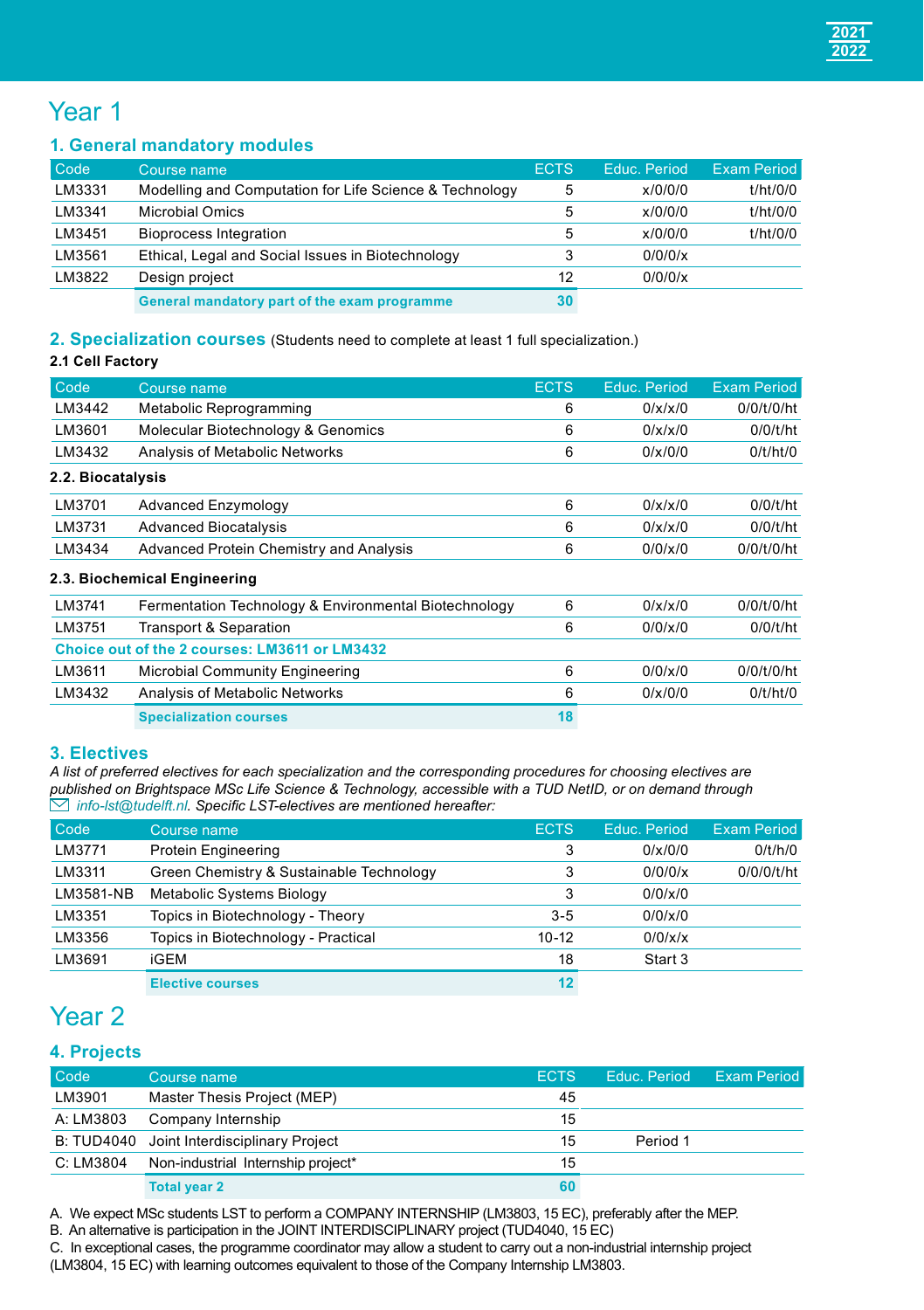2021
2022

# Year 1

## 1. General mandatory modules

| Code | Course name | ECTS | Educ. Period | Exam Period |
|---|---|---|---|---|
| LM3331 | Modelling and Computation for Life Science & Technology | 5 | x/0/0/0 | t/ht/0/0 |
| LM3341 | Microbial Omics | 5 | x/0/0/0 | t/ht/0/0 |
| LM3451 | Bioprocess Integration | 5 | x/0/0/0 | t/ht/0/0 |
| LM3561 | Ethical, Legal and Social Issues in Biotechnology | 3 | 0/0/0/x | |
| LM3822 | Design project | 12 | 0/0/0/x | |
| | **General mandatory part of the exam programme** | **30** | | |

## 2. Specialization courses (Students need to complete at least 1 full specialization.)

### 2.1 Cell Factory

| Code | Course name | ECTS | Educ. Period | Exam Period |
|---|---|---|---|---|
| LM3442 | Metabolic Reprogramming | 6 | 0/x/x/0 | 0/0/t/0/ht |
| LM3601 | Molecular Biotechnology & Genomics | 6 | 0/x/x/0 | 0/0/t/ht |
| LM3432 | Analysis of Metabolic Networks | 6 | 0/x/0/0 | 0/t/ht/0 |
| **2.2. Biocatalysis** | | | | |
| LM3701 | Advanced Enzymology | 6 | 0/x/x/0 | 0/0/t/ht |
| LM3731 | Advanced Biocatalysis | 6 | 0/x/x/0 | 0/0/t/ht |
| LM3434 | Advanced Protein Chemistry and Analysis | 6 | 0/0/x/0 | 0/0/t/0/ht |
| **2.3. Biochemical Engineering** | | | | |
| LM3741 | Fermentation Technology & Environmental Biotechnology | 6 | 0/x/x/0 | 0/0/t/0/ht |
| LM3751 | Transport & Separation | 6 | 0/0/x/0 | 0/0/t/ht |
| **Choice out of the 2 courses: LM3611 or LM3432** | | | | |
| LM3611 | Microbial Community Engineering | 6 | 0/0/x/0 | 0/0/t/0/ht |
| LM3432 | Analysis of Metabolic Networks | 6 | 0/x/0/0 | 0/t/ht/0 |
| | **Specialization courses** | **18** | | |

## 3. Electives

*A list of preferred electives for each specialization and the corresponding procedures for choosing electives are published on Brightspace MSc Life Science & Technology, accessible with a TUD NetID, or on demand through info-lst@tudelft.nl. Specific LST-electives are mentioned hereafter:*

| Code | Course name | ECTS | Educ. Period | Exam Period |
|---|---|---|---|---|
| LM3771 | Protein Engineering | 3 | 0/x/0/0 | 0/t/h/0 |
| LM3311 | Green Chemistry & Sustainable Technology | 3 | 0/0/0/x | 0/0/0/t/ht |
| LM3581-NB | Metabolic Systems Biology | 3 | 0/0/x/0 | |
| LM3351 | Topics in Biotechnology - Theory | 3-5 | 0/0/x/0 | |
| LM3356 | Topics in Biotechnology - Practical | 10-12 | 0/0/x/x | |
| LM3691 | iGEM | 18 | Start 3 | |
| | **Elective courses** | **12** | | |

# Year 2

## 4. Projects

| Code | Course name | ECTS | Educ. Period | Exam Period |
|---|---|---|---|---|
| LM3901 | Master Thesis Project (MEP) | 45 | | |
| A: LM3803 | Company Internship | 15 | | |
| B: TUD4040 | Joint Interdisciplinary Project | 15 | Period 1 | |
| C: LM3804 | Non-industrial Internship project* | 15 | | |
| | **Total year 2** | **60** | | |

A. We expect MSc students LST to perform a COMPANY INTERNSHIP (LM3803, 15 EC), preferably after the MEP.
B. An alternative is participation in the JOINT INTERDISCIPLINARY project (TUD4040, 15 EC)
C. In exceptional cases, the programme coordinator may allow a student to carry out a non-industrial internship project (LM3804, 15 EC) with learning outcomes equivalent to those of the Company Internship LM3803.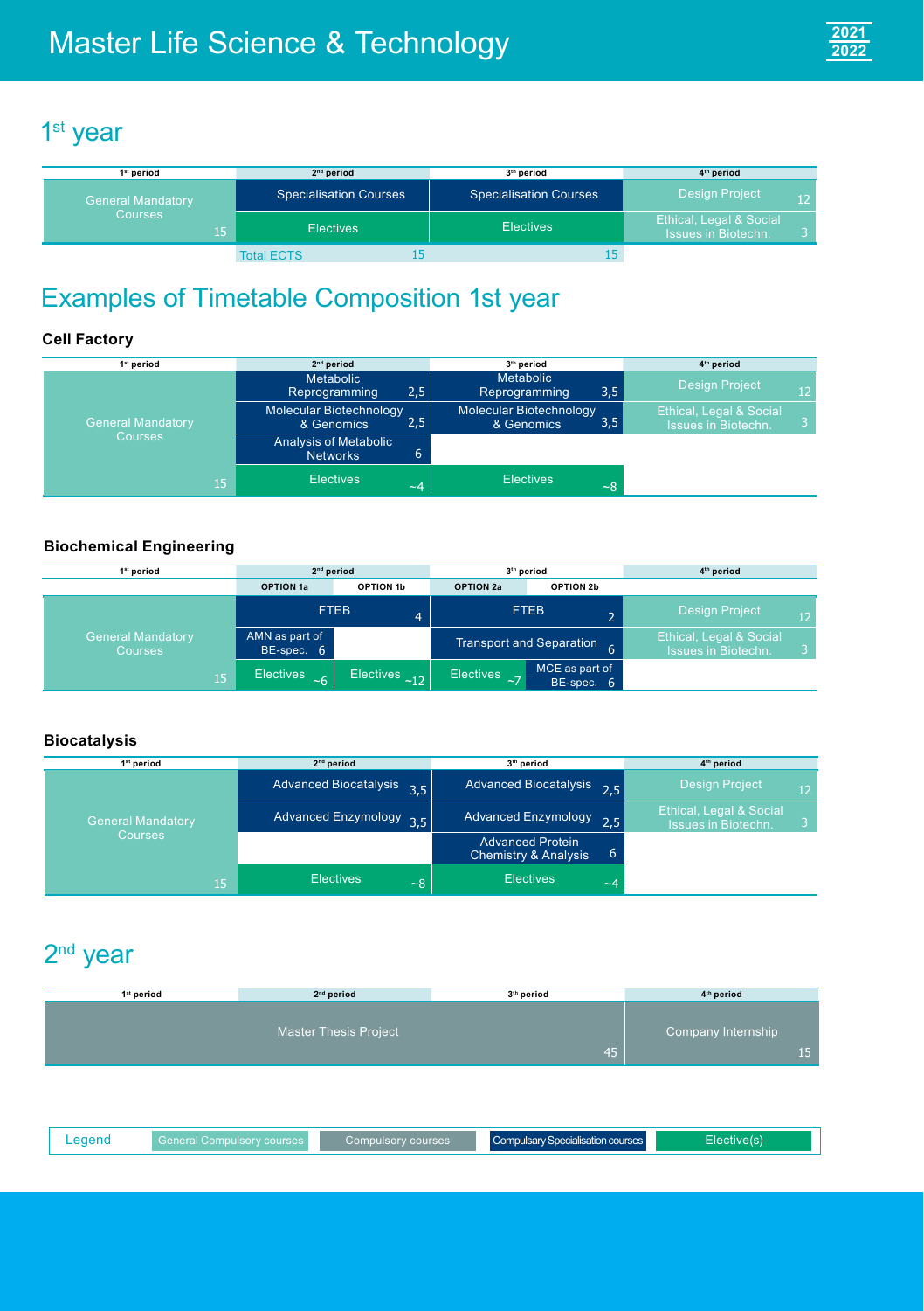# Master Life Science & Technology

2021
2022

## 1st year

| 1st period | 2nd period | 3th period | 4th period |
|---|---|---|---|
| General Mandatory Courses 15 | Specialisation Courses | Specialisation Courses | Design Project 12 |
| | Electives | Electives | Ethical, Legal & Social Issues in Biotechn. 3 |
| | Total ECTS 15 | 15 | |

## Examples of Timetable Composition 1st year

### Cell Factory

| 1st period | 2nd period | 3th period | 4th period |
|---|---|---|---|
| General Mandatory Courses 15 | Metabolic Reprogramming 2,5 | Metabolic Reprogramming 3,5 | Design Project 12 |
| | Molecular Biotechnology & Genomics 2,5 | Molecular Biotechnology & Genomics 3,5 | Ethical, Legal & Social Issues in Biotechn. 3 |
| | Analysis of Metabolic Networks 6 | | |
| | Electives ~4 | Electives ~8 | |

### Biochemical Engineering

| 1st period | 2nd period | | 3th period | | 4th period |
|---|---|---|---|---|---|
| | OPTION 1a | OPTION 1b | OPTION 2a | OPTION 2b | |
| General Mandatory Courses 15 | FTEB 4 | | FTEB 2 | | Design Project 12 |
| | AMN as part of BE-spec. 6 | | Transport and Separation 6 | | Ethical, Legal & Social Issues in Biotechn. 3 |
| | Electives ~6 | Electives ~12 | Electives ~7 | MCE as part of BE-spec. 6 | |

### Biocatalysis

| 1st period | 2nd period | 3th period | 4th period |
|---|---|---|---|
| General Mandatory Courses 15 | Advanced Biocatalysis 3,5 | Advanced Biocatalysis 2,5 | Design Project 12 |
| | Advanced Enzymology 3,5 | Advanced Enzymology 2,5 | Ethical, Legal & Social Issues in Biotechn. 3 |
| | | Advanced Protein Chemistry & Analysis 6 | |
| | Electives ~8 | Electives ~4 | |

## 2nd year

| 1st period | 2nd period | 3th period | 4th period |
|---|---|---|---|
| Master Thesis Project 45 | | | Company Internship 15 |

Legend: General Compulsory courses | Compulsory courses | Compulsary Specialisation courses | Elective(s)